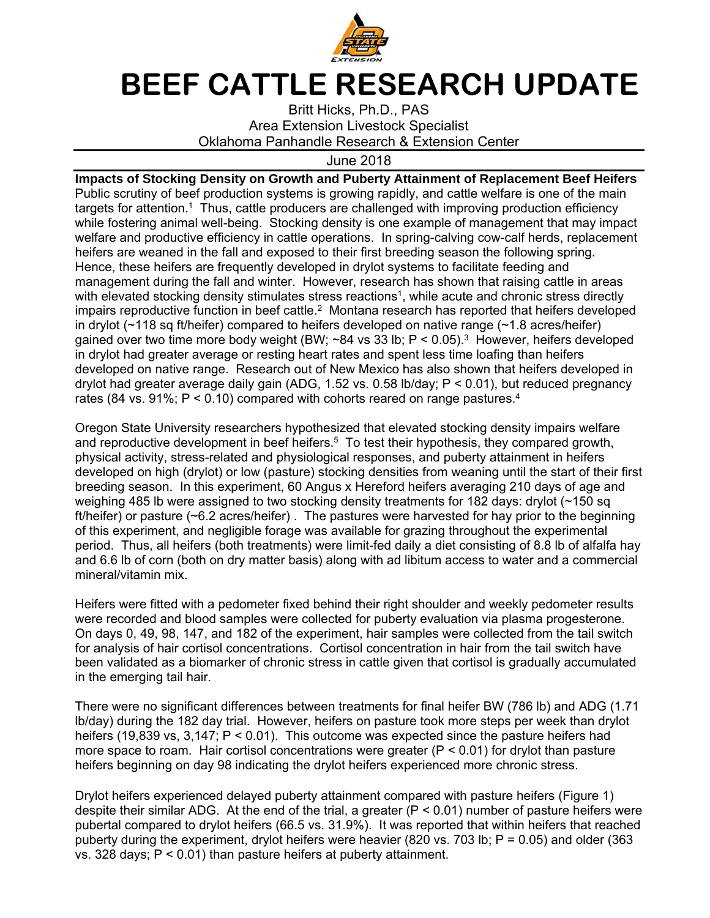# BEEF CATTLE RESEARCH UPDATE

Britt Hicks, Ph.D., PAS
Area Extension Livestock Specialist
Oklahoma Panhandle Research & Extension Center

June 2018

**Impacts of Stocking Density on Growth and Puberty Attainment of Replacement Beef Heifers**

Public scrutiny of beef production systems is growing rapidly, and cattle welfare is one of the main targets for attention.[1] Thus, cattle producers are challenged with improving production efficiency while fostering animal well-being. Stocking density is one example of management that may impact welfare and productive efficiency in cattle operations. In spring-calving cow-calf herds, replacement heifers are weaned in the fall and exposed to their first breeding season the following spring. Hence, these heifers are frequently developed in drylot systems to facilitate feeding and management during the fall and winter. However, research has shown that raising cattle in areas with elevated stocking density stimulates stress reactions[1], while acute and chronic stress directly impairs reproductive function in beef cattle.[2] Montana research has reported that heifers developed in drylot (~118 sq ft/heifer) compared to heifers developed on native range (~1.8 acres/heifer) gained over two time more body weight (BW; ~84 vs 33 lb; $P < 0.05$).[3] However, heifers developed in drylot had greater average or resting heart rates and spent less time loafing than heifers developed on native range. Research out of New Mexico has also shown that heifers developed in drylot had greater average daily gain (ADG, 1.52 vs. 0.58 lb/day; $P < 0.01$), but reduced pregnancy rates (84 vs. 91%; $P < 0.10$) compared with cohorts reared on range pastures.[4]

Oregon State University researchers hypothesized that elevated stocking density impairs welfare and reproductive development in beef heifers.[5] To test their hypothesis, they compared growth, physical activity, stress-related and physiological responses, and puberty attainment in heifers developed on high (drylot) or low (pasture) stocking densities from weaning until the start of their first breeding season. In this experiment, 60 Angus x Hereford heifers averaging 210 days of age and weighing 485 lb were assigned to two stocking density treatments for 182 days: drylot (~150 sq ft/heifer) or pasture (~6.2 acres/heifer) . The pastures were harvested for hay prior to the beginning of this experiment, and negligible forage was available for grazing throughout the experimental period. Thus, all heifers (both treatments) were limit-fed daily a diet consisting of 8.8 lb of alfalfa hay and 6.6 lb of corn (both on dry matter basis) along with ad libitum access to water and a commercial mineral/vitamin mix.

Heifers were fitted with a pedometer fixed behind their right shoulder and weekly pedometer results were recorded and blood samples were collected for puberty evaluation via plasma progesterone. On days 0, 49, 98, 147, and 182 of the experiment, hair samples were collected from the tail switch for analysis of hair cortisol concentrations. Cortisol concentration in hair from the tail switch have been validated as a biomarker of chronic stress in cattle given that cortisol is gradually accumulated in the emerging tail hair.

There were no significant differences between treatments for final heifer BW (786 lb) and ADG (1.71 lb/day) during the 182 day trial. However, heifers on pasture took more steps per week than drylot heifers (19,839 vs, 3,147; $P < 0.01$). This outcome was expected since the pasture heifers had more space to roam. Hair cortisol concentrations were greater ($P < 0.01$) for drylot than pasture heifers beginning on day 98 indicating the drylot heifers experienced more chronic stress.

Drylot heifers experienced delayed puberty attainment compared with pasture heifers (Figure 1) despite their similar ADG. At the end of the trial, a greater ($P < 0.01$) number of pasture heifers were pubertal compared to drylot heifers (66.5 vs. 31.9%). It was reported that within heifers that reached puberty during the experiment, drylot heifers were heavier (820 vs. 703 lb; $P = 0.05$) and older (363 vs. 328 days; $P < 0.01$) than pasture heifers at puberty attainment.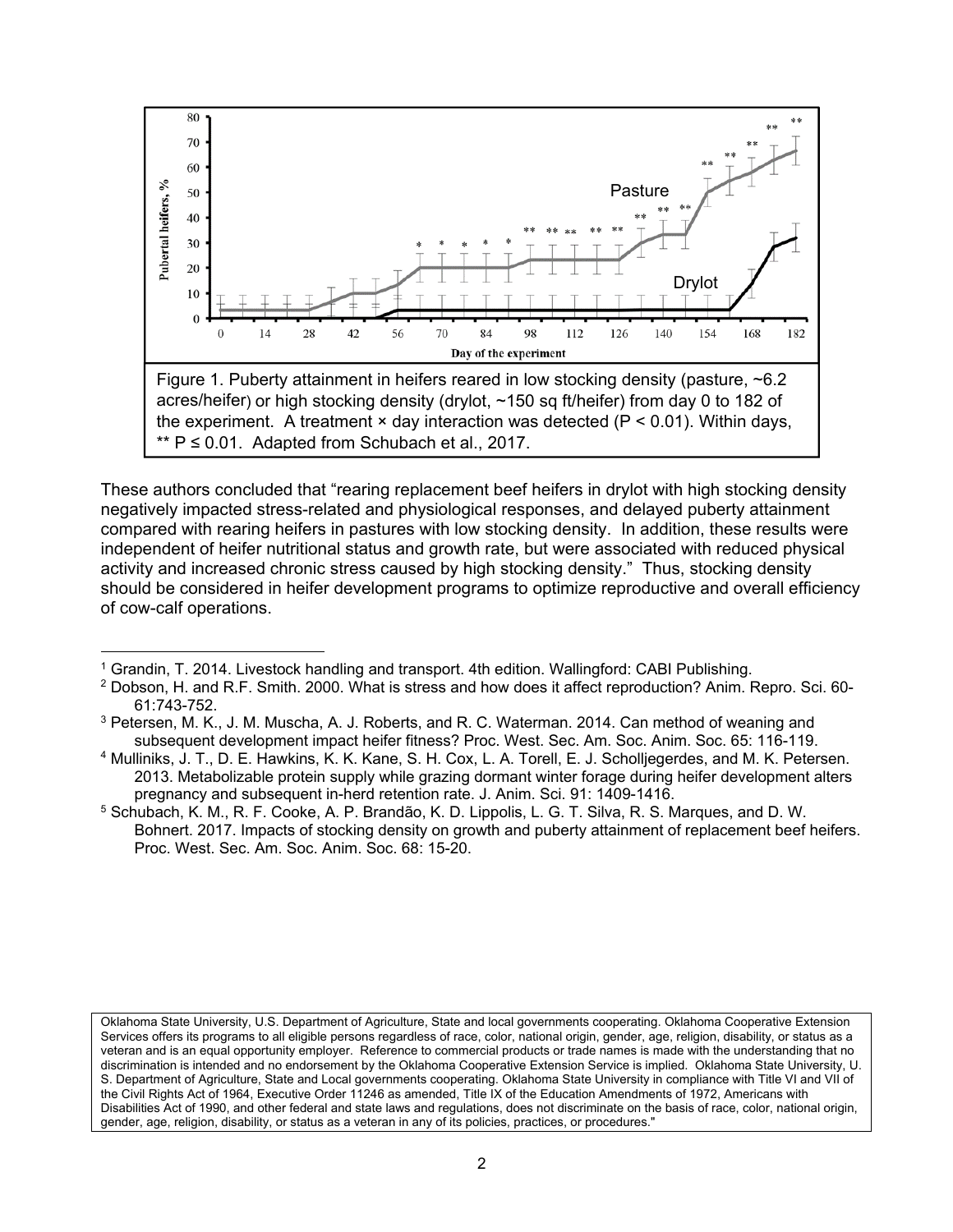80
70
60
50
40
30
20
10
0

Pubertal heifers, %

0 14 28 42 56 70 84 98 112 126 140 154 168 182

Day of the experiment

Pasture

Drylot

\* \* \* \* \* \*\* \*\* \*\* \*\* \*\* \*\* \*\* \*\* \*\* \*\* \*\* \*\* \*\*

Figure 1. Puberty attainment in heifers reared in low stocking density (pasture, ~6.2 acres/heifer) or high stocking density (drylot, ~150 sq ft/heifer) from day 0 to 182 of the experiment. A treatment × day interaction was detected ($P < 0.01$). Within days, \*\* $P \leq 0.01$. Adapted from Schubach et al., 2017.

These authors concluded that "rearing replacement beef heifers in drylot with high stocking density negatively impacted stress-related and physiological responses, and delayed puberty attainment compared with rearing heifers in pastures with low stocking density. In addition, these results were independent of heifer nutritional status and growth rate, but were associated with reduced physical activity and increased chronic stress caused by high stocking density." Thus, stocking density should be considered in heifer development programs to optimize reproductive and overall efficiency of cow-calf operations.

---

[1] Grandin, T. 2014. Livestock handling and transport. 4th edition. Wallingford: CABI Publishing.

[2] Dobson, H. and R.F. Smith. 2000. What is stress and how does it affect reproduction? Anim. Repro. Sci. 60-61:743-752.

[3] Petersen, M. K., J. M. Muscha, A. J. Roberts, and R. C. Waterman. 2014. Can method of weaning and subsequent development impact heifer fitness? Proc. West. Sec. Am. Soc. Anim. Soc. 65: 116-119.

[4] Mulliniks, J. T., D. E. Hawkins, K. K. Kane, S. H. Cox, L. A. Torell, E. J. Scholljegerdes, and M. K. Petersen. 2013. Metabolizable protein supply while grazing dormant winter forage during heifer development alters pregnancy and subsequent in-herd retention rate. J. Anim. Sci. 91: 1409-1416.

[5] Schubach, K. M., R. F. Cooke, A. P. Brandão, K. D. Lippolis, L. G. T. Silva, R. S. Marques, and D. W. Bohnert. 2017. Impacts of stocking density on growth and puberty attainment of replacement beef heifers. Proc. West. Sec. Am. Soc. Anim. Soc. 68: 15-20.

Oklahoma State University, U.S. Department of Agriculture, State and local governments cooperating. Oklahoma Cooperative Extension Services offers its programs to all eligible persons regardless of race, color, national origin, gender, age, religion, disability, or status as a veteran and is an equal opportunity employer. Reference to commercial products or trade names is made with the understanding that no discrimination is intended and no endorsement by the Oklahoma Cooperative Extension Service is implied. Oklahoma State University, U. S. Department of Agriculture, State and Local governments cooperating. Oklahoma State University in compliance with Title VI and VII of the Civil Rights Act of 1964, Executive Order 11246 as amended, Title IX of the Education Amendments of 1972, Americans with Disabilities Act of 1990, and other federal and state laws and regulations, does not discriminate on the basis of race, color, national origin, gender, age, religion, disability, or status as a veteran in any of its policies, practices, or procedures."